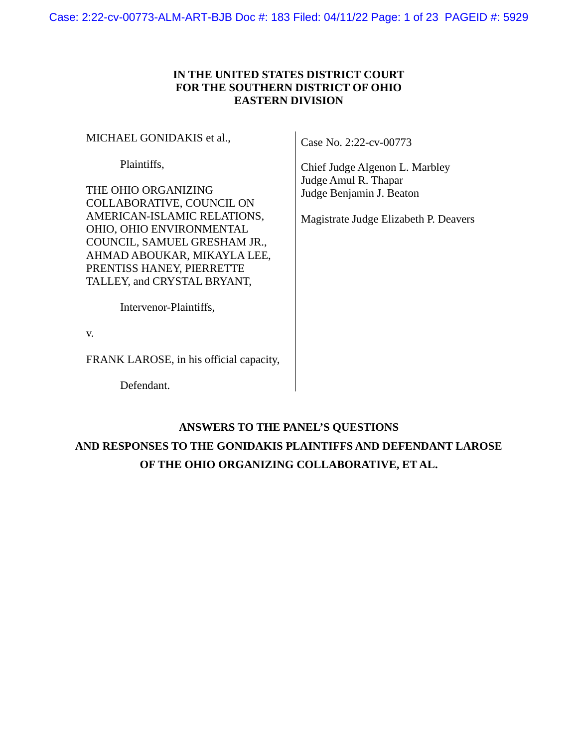**IN THE UNITED STATES DISTRICT COURT**
**FOR THE SOUTHERN DISTRICT OF OHIO**
**EASTERN DIVISION**

MICHAEL GONIDAKIS et al.,

Plaintiffs,

THE OHIO ORGANIZING COLLABORATIVE, COUNCIL ON AMERICAN-ISLAMIC RELATIONS, OHIO, OHIO ENVIRONMENTAL COUNCIL, SAMUEL GRESHAM JR., AHMAD ABOUKAR, MIKAYLA LEE, PRENTISS HANEY, PIERRETTE TALLEY, and CRYSTAL BRYANT,

Intervenor-Plaintiffs,

v.

FRANK LAROSE, in his official capacity,

Defendant.

Case No. 2:22-cv-00773

Chief Judge Algenon L. Marbley
Judge Amul R. Thapar
Judge Benjamin J. Beaton

Magistrate Judge Elizabeth P. Deavers

**ANSWERS TO THE PANEL'S QUESTIONS**
**AND RESPONSES TO THE GONIDAKIS PLAINTIFFS AND DEFENDANT LAROSE**
**OF THE OHIO ORGANIZING COLLABORATIVE, ET AL.**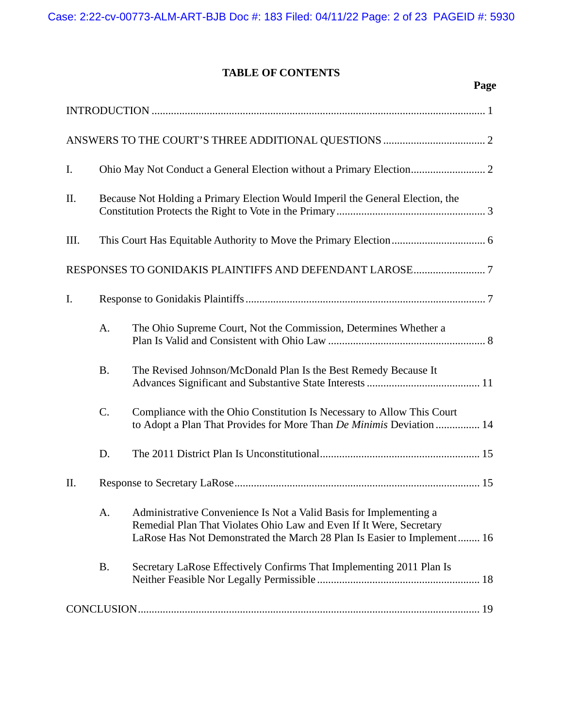# TABLE OF CONTENTS

| | | | Page |
|---|---|---|---|
| INTRODUCTION | | | 1 |
| ANSWERS TO THE COURT'S THREE ADDITIONAL QUESTIONS | | | 2 |
| I. | Ohio May Not Conduct a General Election without a Primary Election | | 2 |
| II. | Because Not Holding a Primary Election Would Imperil the General Election, the Constitution Protects the Right to Vote in the Primary | | 3 |
| III. | This Court Has Equitable Authority to Move the Primary Election | | 6 |
| RESPONSES TO GONIDAKIS PLAINTIFFS AND DEFENDANT LAROSE | | | 7 |
| I. | Response to Gonidakis Plaintiffs | | 7 |
| | A. | The Ohio Supreme Court, Not the Commission, Determines Whether a Plan Is Valid and Consistent with Ohio Law | 8 |
| | B. | The Revised Johnson/McDonald Plan Is the Best Remedy Because It Advances Significant and Substantive State Interests | 11 |
| | C. | Compliance with the Ohio Constitution Is Necessary to Allow This Court to Adopt a Plan That Provides for More Than *De Minimis* Deviation | 14 |
| | D. | The 2011 District Plan Is Unconstitutional | 15 |
| II. | Response to Secretary LaRose | | 15 |
| | A. | Administrative Convenience Is Not a Valid Basis for Implementing a Remedial Plan That Violates Ohio Law and Even If It Were, Secretary LaRose Has Not Demonstrated the March 28 Plan Is Easier to Implement | 16 |
| | B. | Secretary LaRose Effectively Confirms That Implementing 2011 Plan Is Neither Feasible Nor Legally Permissible | 18 |
| CONCLUSION | | | 19 |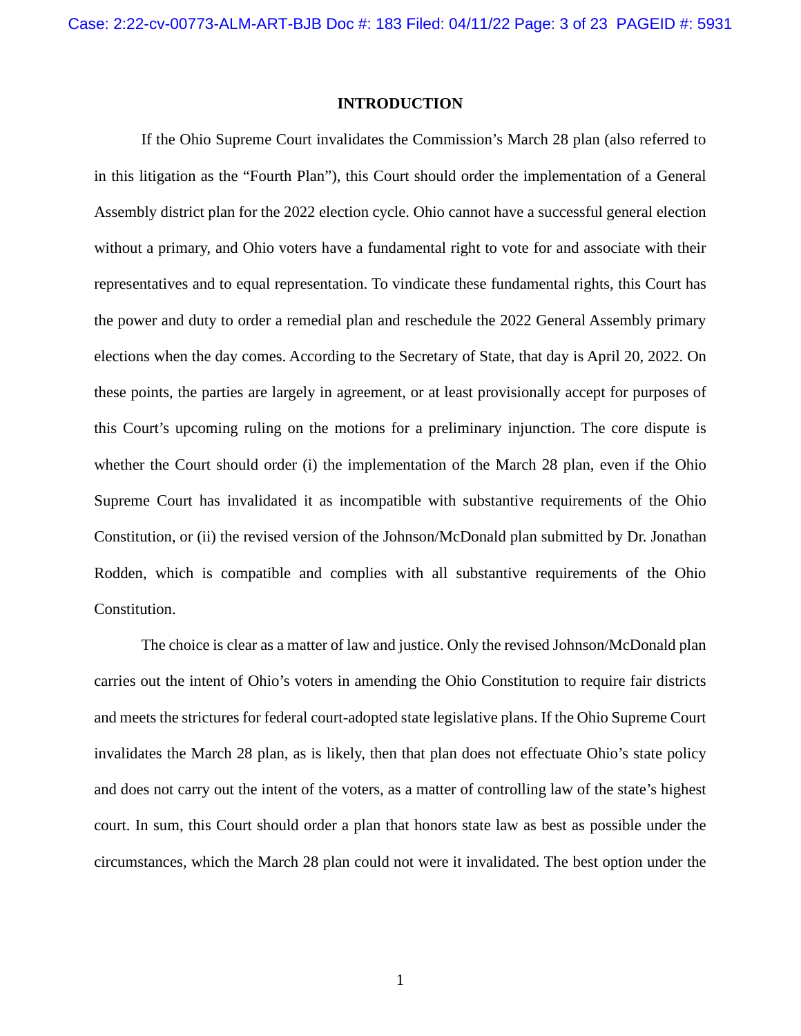## INTRODUCTION

If the Ohio Supreme Court invalidates the Commission's March 28 plan (also referred to in this litigation as the "Fourth Plan"), this Court should order the implementation of a General Assembly district plan for the 2022 election cycle. Ohio cannot have a successful general election without a primary, and Ohio voters have a fundamental right to vote for and associate with their representatives and to equal representation. To vindicate these fundamental rights, this Court has the power and duty to order a remedial plan and reschedule the 2022 General Assembly primary elections when the day comes. According to the Secretary of State, that day is April 20, 2022. On these points, the parties are largely in agreement, or at least provisionally accept for purposes of this Court's upcoming ruling on the motions for a preliminary injunction. The core dispute is whether the Court should order (i) the implementation of the March 28 plan, even if the Ohio Supreme Court has invalidated it as incompatible with substantive requirements of the Ohio Constitution, or (ii) the revised version of the Johnson/McDonald plan submitted by Dr. Jonathan Rodden, which is compatible and complies with all substantive requirements of the Ohio Constitution.

The choice is clear as a matter of law and justice. Only the revised Johnson/McDonald plan carries out the intent of Ohio's voters in amending the Ohio Constitution to require fair districts and meets the strictures for federal court-adopted state legislative plans. If the Ohio Supreme Court invalidates the March 28 plan, as is likely, then that plan does not effectuate Ohio's state policy and does not carry out the intent of the voters, as a matter of controlling law of the state's highest court. In sum, this Court should order a plan that honors state law as best as possible under the circumstances, which the March 28 plan could not were it invalidated. The best option under the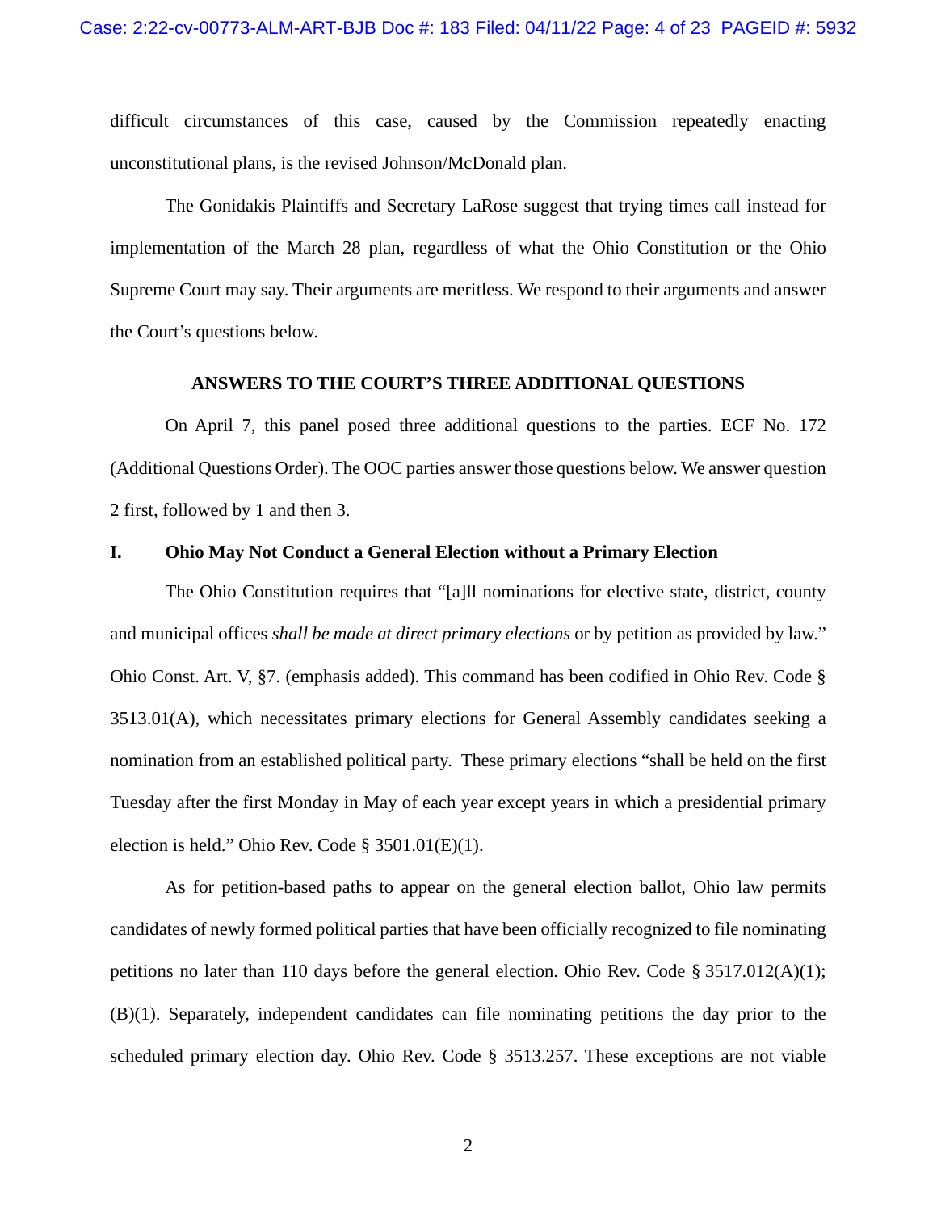difficult circumstances of this case, caused by the Commission repeatedly enacting unconstitutional plans, is the revised Johnson/McDonald plan.

The Gonidakis Plaintiffs and Secretary LaRose suggest that trying times call instead for implementation of the March 28 plan, regardless of what the Ohio Constitution or the Ohio Supreme Court may say. Their arguments are meritless. We respond to their arguments and answer the Court's questions below.

## ANSWERS TO THE COURT'S THREE ADDITIONAL QUESTIONS

On April 7, this panel posed three additional questions to the parties. ECF No. 172 (Additional Questions Order). The OOC parties answer those questions below. We answer question 2 first, followed by 1 and then 3.

### I. Ohio May Not Conduct a General Election without a Primary Election

The Ohio Constitution requires that "[a]ll nominations for elective state, district, county and municipal offices *shall be made at direct primary elections* or by petition as provided by law." Ohio Const. Art. V, §7. (emphasis added). This command has been codified in Ohio Rev. Code § 3513.01(A), which necessitates primary elections for General Assembly candidates seeking a nomination from an established political party. These primary elections "shall be held on the first Tuesday after the first Monday in May of each year except years in which a presidential primary election is held." Ohio Rev. Code § 3501.01(E)(1).

As for petition-based paths to appear on the general election ballot, Ohio law permits candidates of newly formed political parties that have been officially recognized to file nominating petitions no later than 110 days before the general election. Ohio Rev. Code § 3517.012(A)(1); (B)(1). Separately, independent candidates can file nominating petitions the day prior to the scheduled primary election day. Ohio Rev. Code § 3513.257. These exceptions are not viable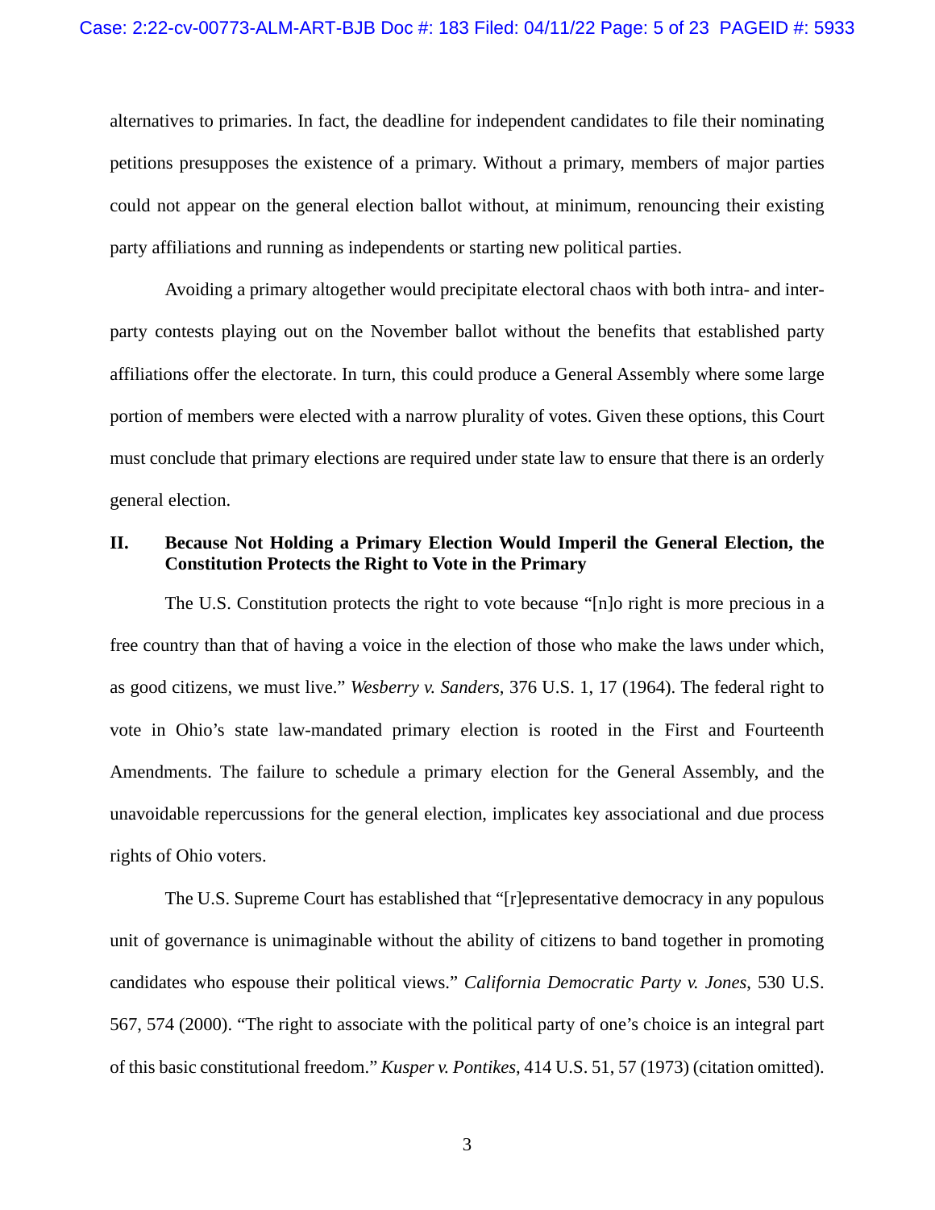alternatives to primaries. In fact, the deadline for independent candidates to file their nominating petitions presupposes the existence of a primary. Without a primary, members of major parties could not appear on the general election ballot without, at minimum, renouncing their existing party affiliations and running as independents or starting new political parties.

Avoiding a primary altogether would precipitate electoral chaos with both intra- and inter-party contests playing out on the November ballot without the benefits that established party affiliations offer the electorate. In turn, this could produce a General Assembly where some large portion of members were elected with a narrow plurality of votes. Given these options, this Court must conclude that primary elections are required under state law to ensure that there is an orderly general election.

## II. Because Not Holding a Primary Election Would Imperil the General Election, the Constitution Protects the Right to Vote in the Primary

The U.S. Constitution protects the right to vote because "[n]o right is more precious in a free country than that of having a voice in the election of those who make the laws under which, as good citizens, we must live." *Wesberry v. Sanders*, 376 U.S. 1, 17 (1964). The federal right to vote in Ohio's state law-mandated primary election is rooted in the First and Fourteenth Amendments. The failure to schedule a primary election for the General Assembly, and the unavoidable repercussions for the general election, implicates key associational and due process rights of Ohio voters.

The U.S. Supreme Court has established that "[r]epresentative democracy in any populous unit of governance is unimaginable without the ability of citizens to band together in promoting candidates who espouse their political views." *California Democratic Party v. Jones*, 530 U.S. 567, 574 (2000). "The right to associate with the political party of one's choice is an integral part of this basic constitutional freedom." *Kusper v. Pontikes*, 414 U.S. 51, 57 (1973) (citation omitted).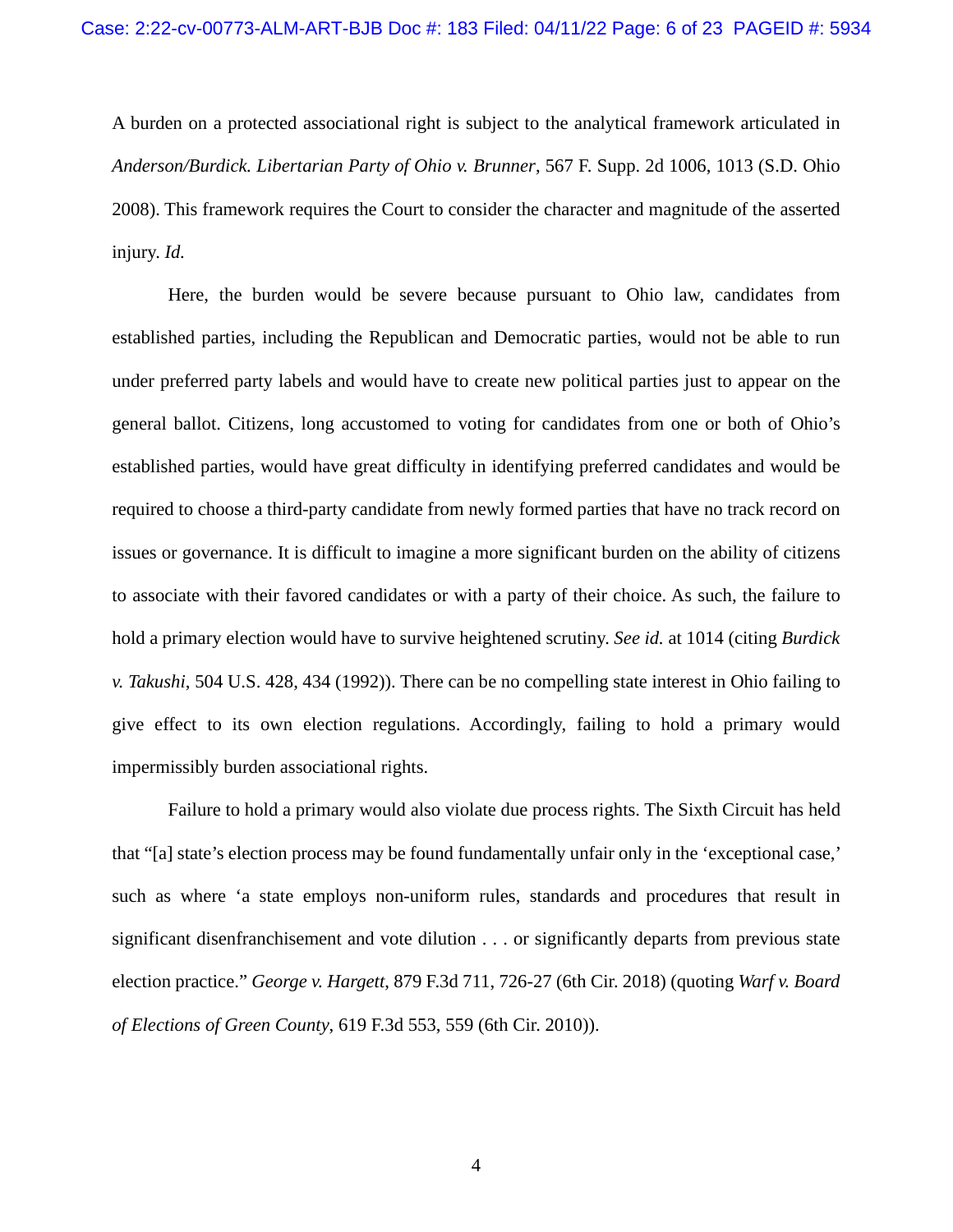A burden on a protected associational right is subject to the analytical framework articulated in *Anderson/Burdick. Libertarian Party of Ohio v. Brunner*, 567 F. Supp. 2d 1006, 1013 (S.D. Ohio 2008). This framework requires the Court to consider the character and magnitude of the asserted injury. *Id.*

Here, the burden would be severe because pursuant to Ohio law, candidates from established parties, including the Republican and Democratic parties, would not be able to run under preferred party labels and would have to create new political parties just to appear on the general ballot. Citizens, long accustomed to voting for candidates from one or both of Ohio's established parties, would have great difficulty in identifying preferred candidates and would be required to choose a third-party candidate from newly formed parties that have no track record on issues or governance. It is difficult to imagine a more significant burden on the ability of citizens to associate with their favored candidates or with a party of their choice. As such, the failure to hold a primary election would have to survive heightened scrutiny. *See id.* at 1014 (citing *Burdick v. Takushi*, 504 U.S. 428, 434 (1992)). There can be no compelling state interest in Ohio failing to give effect to its own election regulations. Accordingly, failing to hold a primary would impermissibly burden associational rights.

Failure to hold a primary would also violate due process rights. The Sixth Circuit has held that "[a] state's election process may be found fundamentally unfair only in the 'exceptional case,' such as where 'a state employs non-uniform rules, standards and procedures that result in significant disenfranchisement and vote dilution . . . or significantly departs from previous state election practice." *George v. Hargett*, 879 F.3d 711, 726-27 (6th Cir. 2018) (quoting *Warf v. Board of Elections of Green County*, 619 F.3d 553, 559 (6th Cir. 2010)).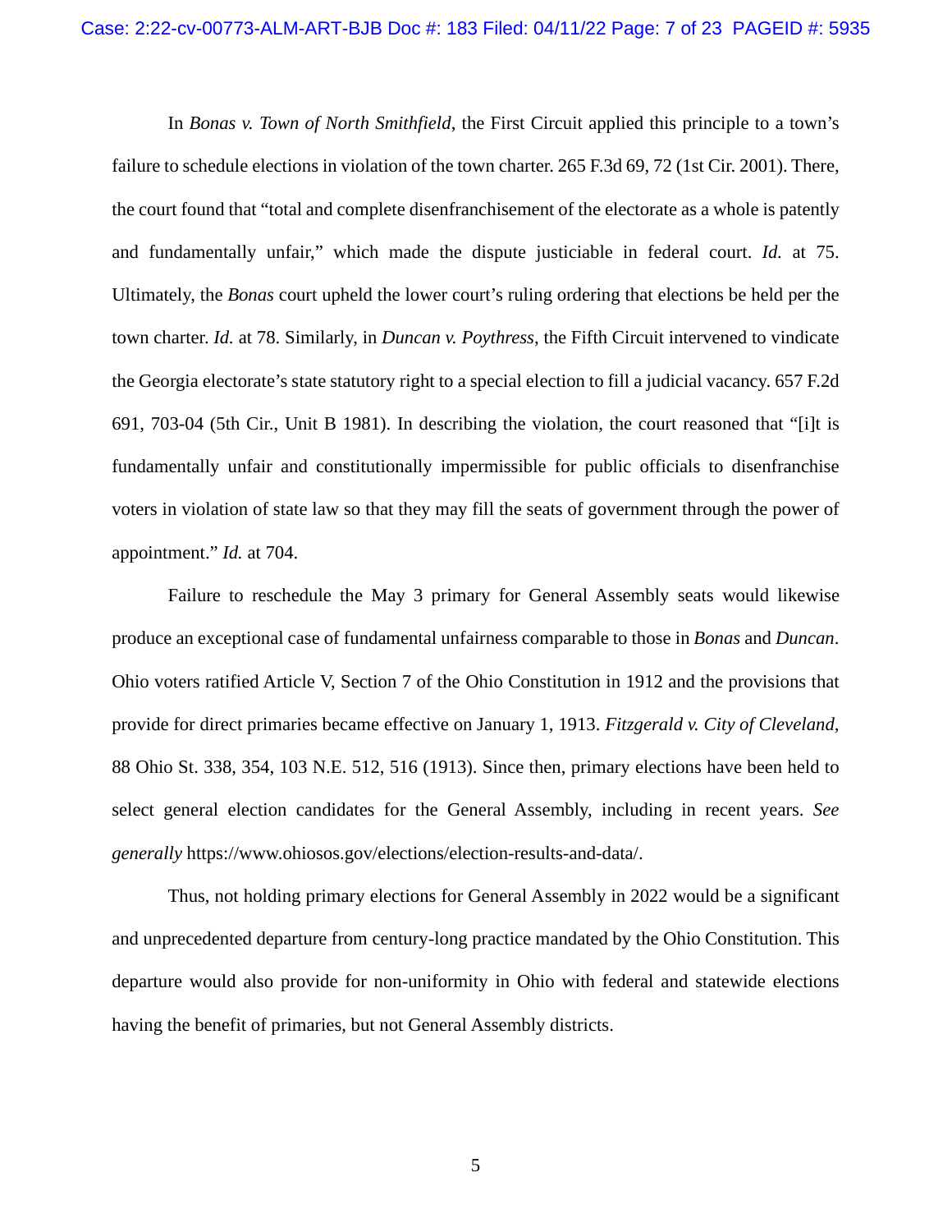In *Bonas v. Town of North Smithfield*, the First Circuit applied this principle to a town's failure to schedule elections in violation of the town charter. 265 F.3d 69, 72 (1st Cir. 2001). There, the court found that "total and complete disenfranchisement of the electorate as a whole is patently and fundamentally unfair," which made the dispute justiciable in federal court. *Id.* at 75. Ultimately, the *Bonas* court upheld the lower court's ruling ordering that elections be held per the town charter. *Id.* at 78. Similarly, in *Duncan v. Poythress*, the Fifth Circuit intervened to vindicate the Georgia electorate's state statutory right to a special election to fill a judicial vacancy. 657 F.2d 691, 703-04 (5th Cir., Unit B 1981). In describing the violation, the court reasoned that "[i]t is fundamentally unfair and constitutionally impermissible for public officials to disenfranchise voters in violation of state law so that they may fill the seats of government through the power of appointment." *Id.* at 704.

Failure to reschedule the May 3 primary for General Assembly seats would likewise produce an exceptional case of fundamental unfairness comparable to those in *Bonas* and *Duncan*. Ohio voters ratified Article V, Section 7 of the Ohio Constitution in 1912 and the provisions that provide for direct primaries became effective on January 1, 1913. *Fitzgerald v. City of Cleveland*, 88 Ohio St. 338, 354, 103 N.E. 512, 516 (1913). Since then, primary elections have been held to select general election candidates for the General Assembly, including in recent years. *See generally* https://www.ohiosos.gov/elections/election-results-and-data/.

Thus, not holding primary elections for General Assembly in 2022 would be a significant and unprecedented departure from century-long practice mandated by the Ohio Constitution. This departure would also provide for non-uniformity in Ohio with federal and statewide elections having the benefit of primaries, but not General Assembly districts.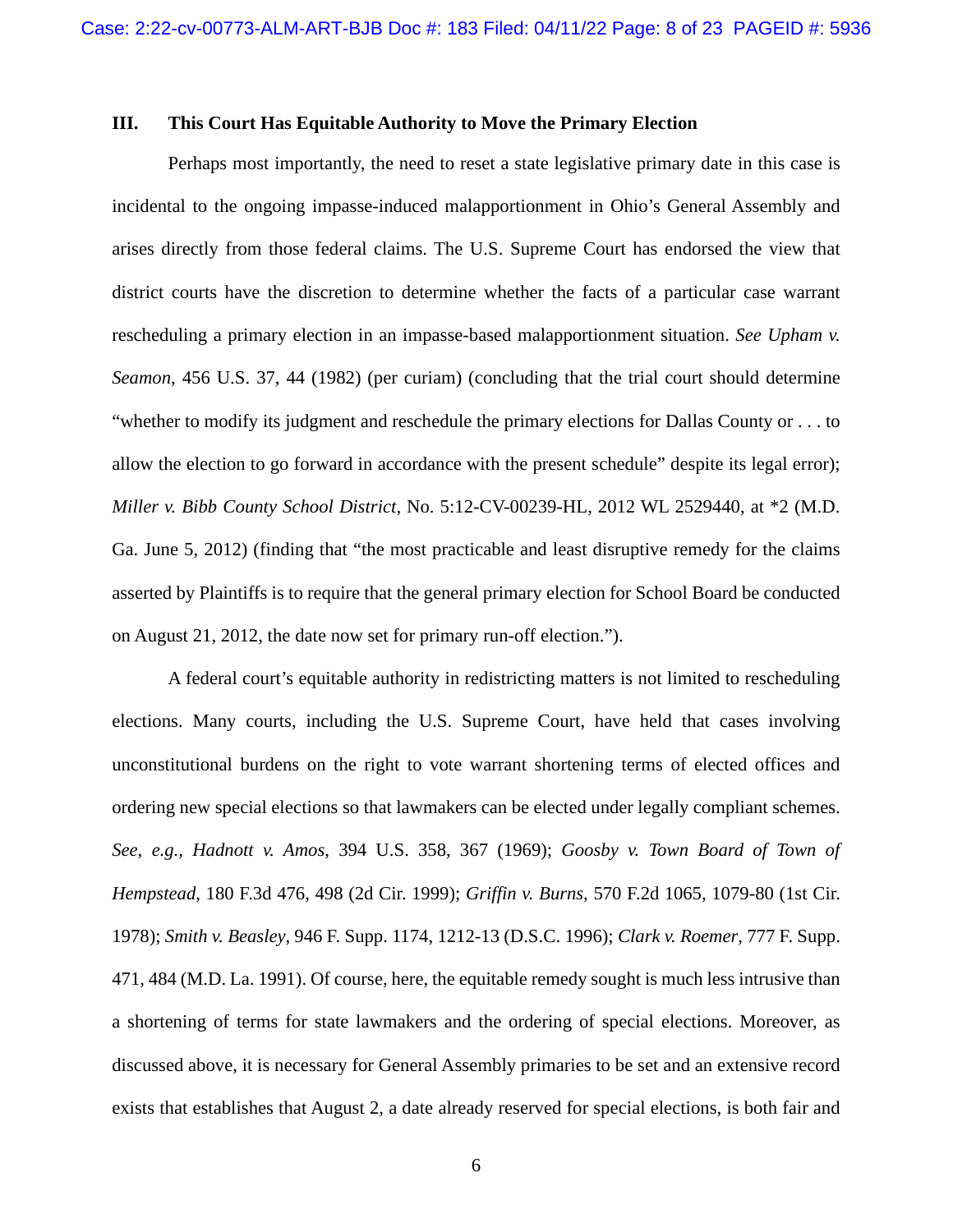### III. This Court Has Equitable Authority to Move the Primary Election

Perhaps most importantly, the need to reset a state legislative primary date in this case is incidental to the ongoing impasse-induced malapportionment in Ohio's General Assembly and arises directly from those federal claims. The U.S. Supreme Court has endorsed the view that district courts have the discretion to determine whether the facts of a particular case warrant rescheduling a primary election in an impasse-based malapportionment situation. *See Upham v. Seamon*, 456 U.S. 37, 44 (1982) (per curiam) (concluding that the trial court should determine "whether to modify its judgment and reschedule the primary elections for Dallas County or . . . to allow the election to go forward in accordance with the present schedule" despite its legal error); *Miller v. Bibb County School District*, No. 5:12-CV-00239-HL, 2012 WL 2529440, at *2 (M.D. Ga. June 5, 2012) (finding that "the most practicable and least disruptive remedy for the claims asserted by Plaintiffs is to require that the general primary election for School Board be conducted on August 21, 2012, the date now set for primary run-off election.").

A federal court's equitable authority in redistricting matters is not limited to rescheduling elections. Many courts, including the U.S. Supreme Court, have held that cases involving unconstitutional burdens on the right to vote warrant shortening terms of elected offices and ordering new special elections so that lawmakers can be elected under legally compliant schemes. *See, e.g., Hadnott v. Amos*, 394 U.S. 358, 367 (1969); *Goosby v. Town Board of Town of Hempstead*, 180 F.3d 476, 498 (2d Cir. 1999); *Griffin v. Burns*, 570 F.2d 1065, 1079-80 (1st Cir. 1978); *Smith v. Beasley*, 946 F. Supp. 1174, 1212-13 (D.S.C. 1996); *Clark v. Roemer*, 777 F. Supp. 471, 484 (M.D. La. 1991). Of course, here, the equitable remedy sought is much less intrusive than a shortening of terms for state lawmakers and the ordering of special elections. Moreover, as discussed above, it is necessary for General Assembly primaries to be set and an extensive record exists that establishes that August 2, a date already reserved for special elections, is both fair and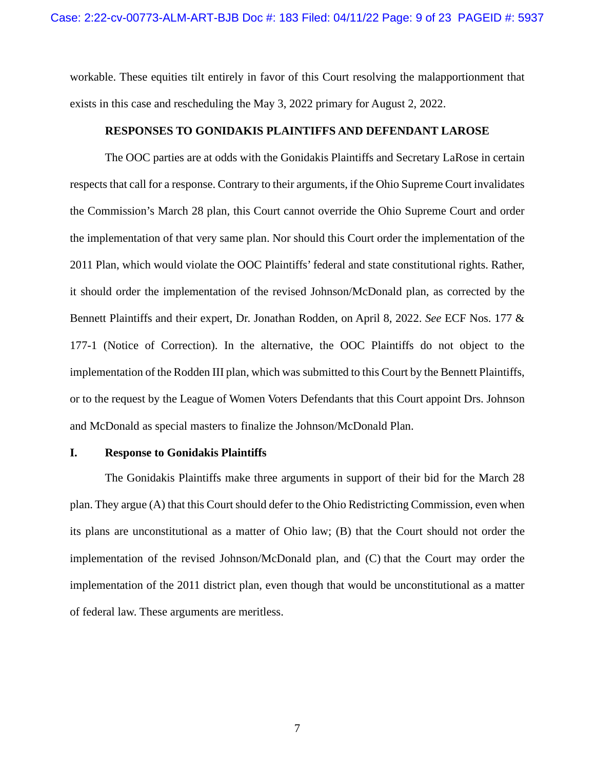workable. These equities tilt entirely in favor of this Court resolving the malapportionment that exists in this case and rescheduling the May 3, 2022 primary for August 2, 2022.

**RESPONSES TO GONIDAKIS PLAINTIFFS AND DEFENDANT LAROSE**

The OOC parties are at odds with the Gonidakis Plaintiffs and Secretary LaRose in certain respects that call for a response. Contrary to their arguments, if the Ohio Supreme Court invalidates the Commission's March 28 plan, this Court cannot override the Ohio Supreme Court and order the implementation of that very same plan. Nor should this Court order the implementation of the 2011 Plan, which would violate the OOC Plaintiffs' federal and state constitutional rights. Rather, it should order the implementation of the revised Johnson/McDonald plan, as corrected by the Bennett Plaintiffs and their expert, Dr. Jonathan Rodden, on April 8, 2022. *See* ECF Nos. 177 & 177-1 (Notice of Correction). In the alternative, the OOC Plaintiffs do not object to the implementation of the Rodden III plan, which was submitted to this Court by the Bennett Plaintiffs, or to the request by the League of Women Voters Defendants that this Court appoint Drs. Johnson and McDonald as special masters to finalize the Johnson/McDonald Plan.

**I. Response to Gonidakis Plaintiffs**

The Gonidakis Plaintiffs make three arguments in support of their bid for the March 28 plan. They argue (A) that this Court should defer to the Ohio Redistricting Commission, even when its plans are unconstitutional as a matter of Ohio law; (B) that the Court should not order the implementation of the revised Johnson/McDonald plan, and (C) that the Court may order the implementation of the 2011 district plan, even though that would be unconstitutional as a matter of federal law. These arguments are meritless.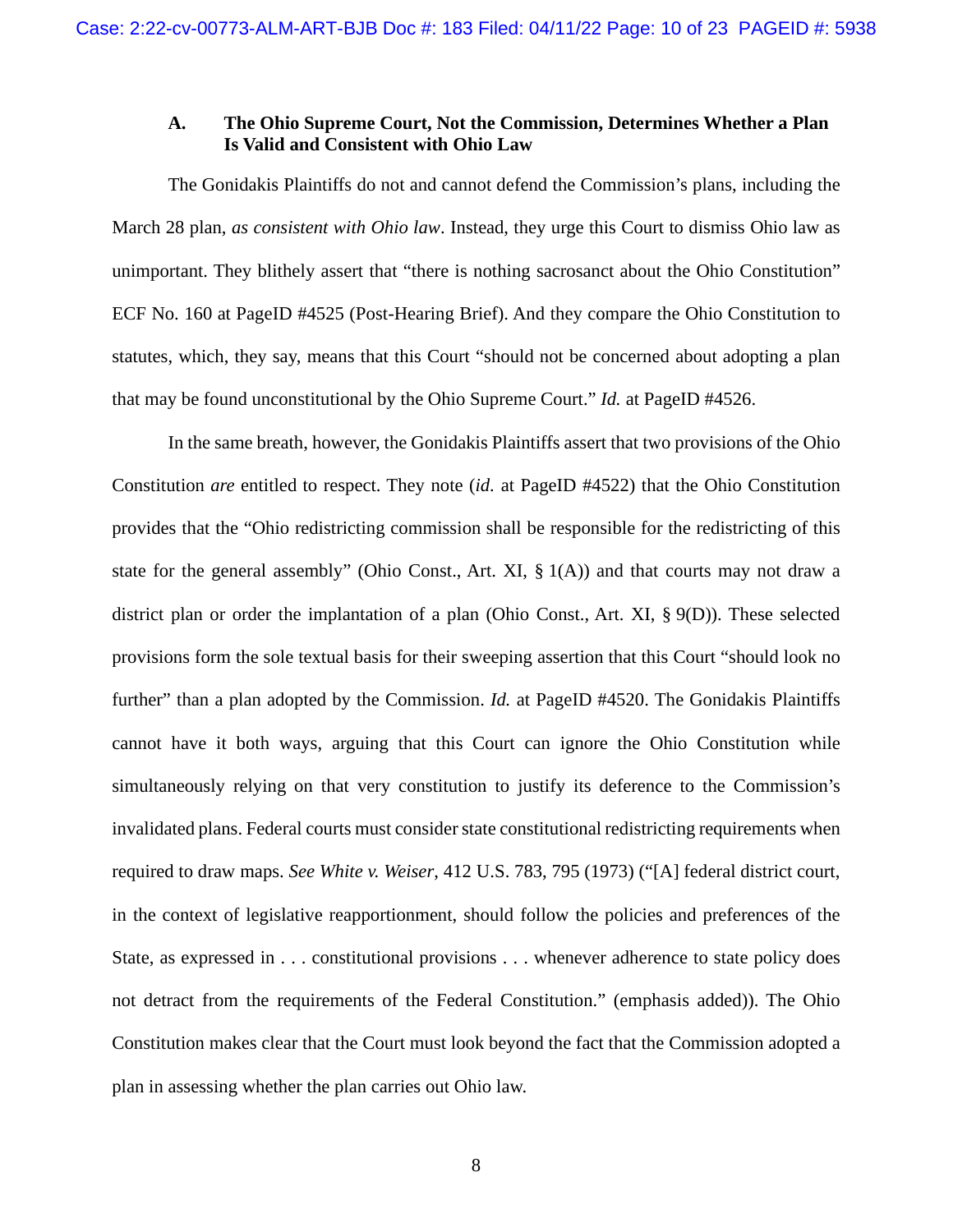### A. The Ohio Supreme Court, Not the Commission, Determines Whether a Plan Is Valid and Consistent with Ohio Law

The Gonidakis Plaintiffs do not and cannot defend the Commission's plans, including the March 28 plan, *as consistent with Ohio law*. Instead, they urge this Court to dismiss Ohio law as unimportant. They blithely assert that "there is nothing sacrosanct about the Ohio Constitution" ECF No. 160 at PageID #4525 (Post-Hearing Brief). And they compare the Ohio Constitution to statutes, which, they say, means that this Court "should not be concerned about adopting a plan that may be found unconstitutional by the Ohio Supreme Court." *Id.* at PageID #4526.

In the same breath, however, the Gonidakis Plaintiffs assert that two provisions of the Ohio Constitution *are* entitled to respect. They note (*id.* at PageID #4522) that the Ohio Constitution provides that the "Ohio redistricting commission shall be responsible for the redistricting of this state for the general assembly" (Ohio Const., Art. XI, § 1(A)) and that courts may not draw a district plan or order the implantation of a plan (Ohio Const., Art. XI, § 9(D)). These selected provisions form the sole textual basis for their sweeping assertion that this Court "should look no further" than a plan adopted by the Commission. *Id.* at PageID #4520. The Gonidakis Plaintiffs cannot have it both ways, arguing that this Court can ignore the Ohio Constitution while simultaneously relying on that very constitution to justify its deference to the Commission's invalidated plans. Federal courts must consider state constitutional redistricting requirements when required to draw maps. *See White v. Weiser*, 412 U.S. 783, 795 (1973) ("[A] federal district court, in the context of legislative reapportionment, should follow the policies and preferences of the State, as expressed in . . . constitutional provisions . . . whenever adherence to state policy does not detract from the requirements of the Federal Constitution." (emphasis added)). The Ohio Constitution makes clear that the Court must look beyond the fact that the Commission adopted a plan in assessing whether the plan carries out Ohio law.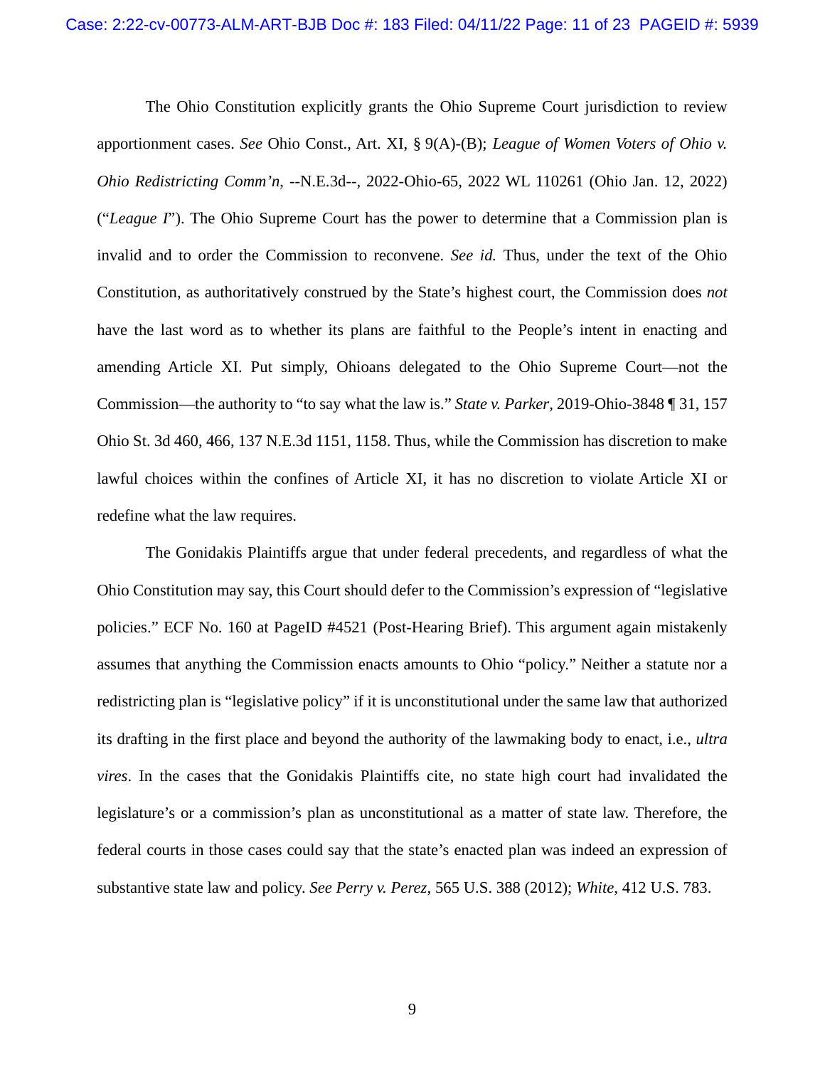The Ohio Constitution explicitly grants the Ohio Supreme Court jurisdiction to review apportionment cases. *See* Ohio Const., Art. XI, § 9(A)-(B); *League of Women Voters of Ohio v. Ohio Redistricting Comm'n*, --N.E.3d--, 2022-Ohio-65, 2022 WL 110261 (Ohio Jan. 12, 2022) ("*League I*"). The Ohio Supreme Court has the power to determine that a Commission plan is invalid and to order the Commission to reconvene. *See id.* Thus, under the text of the Ohio Constitution, as authoritatively construed by the State's highest court, the Commission does *not* have the last word as to whether its plans are faithful to the People's intent in enacting and amending Article XI. Put simply, Ohioans delegated to the Ohio Supreme Court—not the Commission—the authority to "to say what the law is." *State v. Parker*, 2019-Ohio-3848 ¶ 31, 157 Ohio St. 3d 460, 466, 137 N.E.3d 1151, 1158. Thus, while the Commission has discretion to make lawful choices within the confines of Article XI, it has no discretion to violate Article XI or redefine what the law requires.

The Gonidakis Plaintiffs argue that under federal precedents, and regardless of what the Ohio Constitution may say, this Court should defer to the Commission's expression of "legislative policies." ECF No. 160 at PageID #4521 (Post-Hearing Brief). This argument again mistakenly assumes that anything the Commission enacts amounts to Ohio "policy." Neither a statute nor a redistricting plan is "legislative policy" if it is unconstitutional under the same law that authorized its drafting in the first place and beyond the authority of the lawmaking body to enact, i.e., *ultra vires*. In the cases that the Gonidakis Plaintiffs cite, no state high court had invalidated the legislature's or a commission's plan as unconstitutional as a matter of state law. Therefore, the federal courts in those cases could say that the state's enacted plan was indeed an expression of substantive state law and policy. *See Perry v. Perez*, 565 U.S. 388 (2012); *White*, 412 U.S. 783.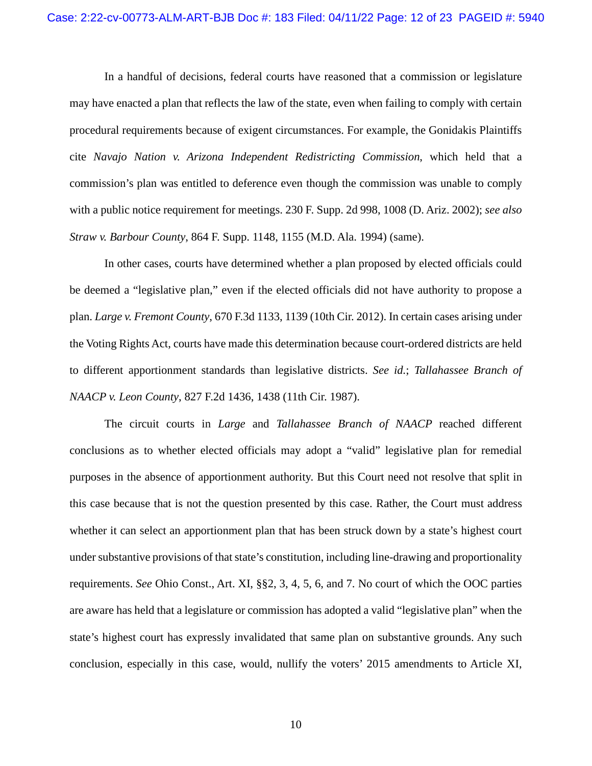In a handful of decisions, federal courts have reasoned that a commission or legislature may have enacted a plan that reflects the law of the state, even when failing to comply with certain procedural requirements because of exigent circumstances. For example, the Gonidakis Plaintiffs cite *Navajo Nation v. Arizona Independent Redistricting Commission*, which held that a commission's plan was entitled to deference even though the commission was unable to comply with a public notice requirement for meetings. 230 F. Supp. 2d 998, 1008 (D. Ariz. 2002); *see also Straw v. Barbour County*, 864 F. Supp. 1148, 1155 (M.D. Ala. 1994) (same).

In other cases, courts have determined whether a plan proposed by elected officials could be deemed a "legislative plan," even if the elected officials did not have authority to propose a plan. *Large v. Fremont County*, 670 F.3d 1133, 1139 (10th Cir. 2012). In certain cases arising under the Voting Rights Act, courts have made this determination because court-ordered districts are held to different apportionment standards than legislative districts. *See id.*; *Tallahassee Branch of NAACP v. Leon County*, 827 F.2d 1436, 1438 (11th Cir. 1987).

The circuit courts in *Large* and *Tallahassee Branch of NAACP* reached different conclusions as to whether elected officials may adopt a "valid" legislative plan for remedial purposes in the absence of apportionment authority. But this Court need not resolve that split in this case because that is not the question presented by this case. Rather, the Court must address whether it can select an apportionment plan that has been struck down by a state's highest court under substantive provisions of that state's constitution, including line-drawing and proportionality requirements. *See* Ohio Const., Art. XI, §§2, 3, 4, 5, 6, and 7. No court of which the OOC parties are aware has held that a legislature or commission has adopted a valid "legislative plan" when the state's highest court has expressly invalidated that same plan on substantive grounds. Any such conclusion, especially in this case, would, nullify the voters' 2015 amendments to Article XI,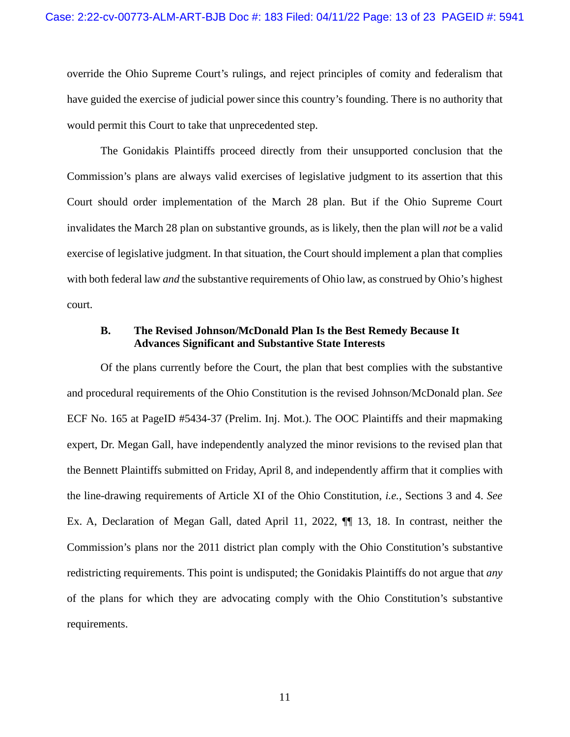override the Ohio Supreme Court's rulings, and reject principles of comity and federalism that have guided the exercise of judicial power since this country's founding. There is no authority that would permit this Court to take that unprecedented step.

The Gonidakis Plaintiffs proceed directly from their unsupported conclusion that the Commission's plans are always valid exercises of legislative judgment to its assertion that this Court should order implementation of the March 28 plan. But if the Ohio Supreme Court invalidates the March 28 plan on substantive grounds, as is likely, then the plan will *not* be a valid exercise of legislative judgment. In that situation, the Court should implement a plan that complies with both federal law *and* the substantive requirements of Ohio law, as construed by Ohio's highest court.

### B. The Revised Johnson/McDonald Plan Is the Best Remedy Because It Advances Significant and Substantive State Interests

Of the plans currently before the Court, the plan that best complies with the substantive and procedural requirements of the Ohio Constitution is the revised Johnson/McDonald plan. *See* ECF No. 165 at PageID #5434-37 (Prelim. Inj. Mot.). The OOC Plaintiffs and their mapmaking expert, Dr. Megan Gall, have independently analyzed the minor revisions to the revised plan that the Bennett Plaintiffs submitted on Friday, April 8, and independently affirm that it complies with the line-drawing requirements of Article XI of the Ohio Constitution, *i.e.*, Sections 3 and 4. *See* Ex. A, Declaration of Megan Gall, dated April 11, 2022, ¶¶ 13, 18. In contrast, neither the Commission's plans nor the 2011 district plan comply with the Ohio Constitution's substantive redistricting requirements. This point is undisputed; the Gonidakis Plaintiffs do not argue that *any* of the plans for which they are advocating comply with the Ohio Constitution's substantive requirements.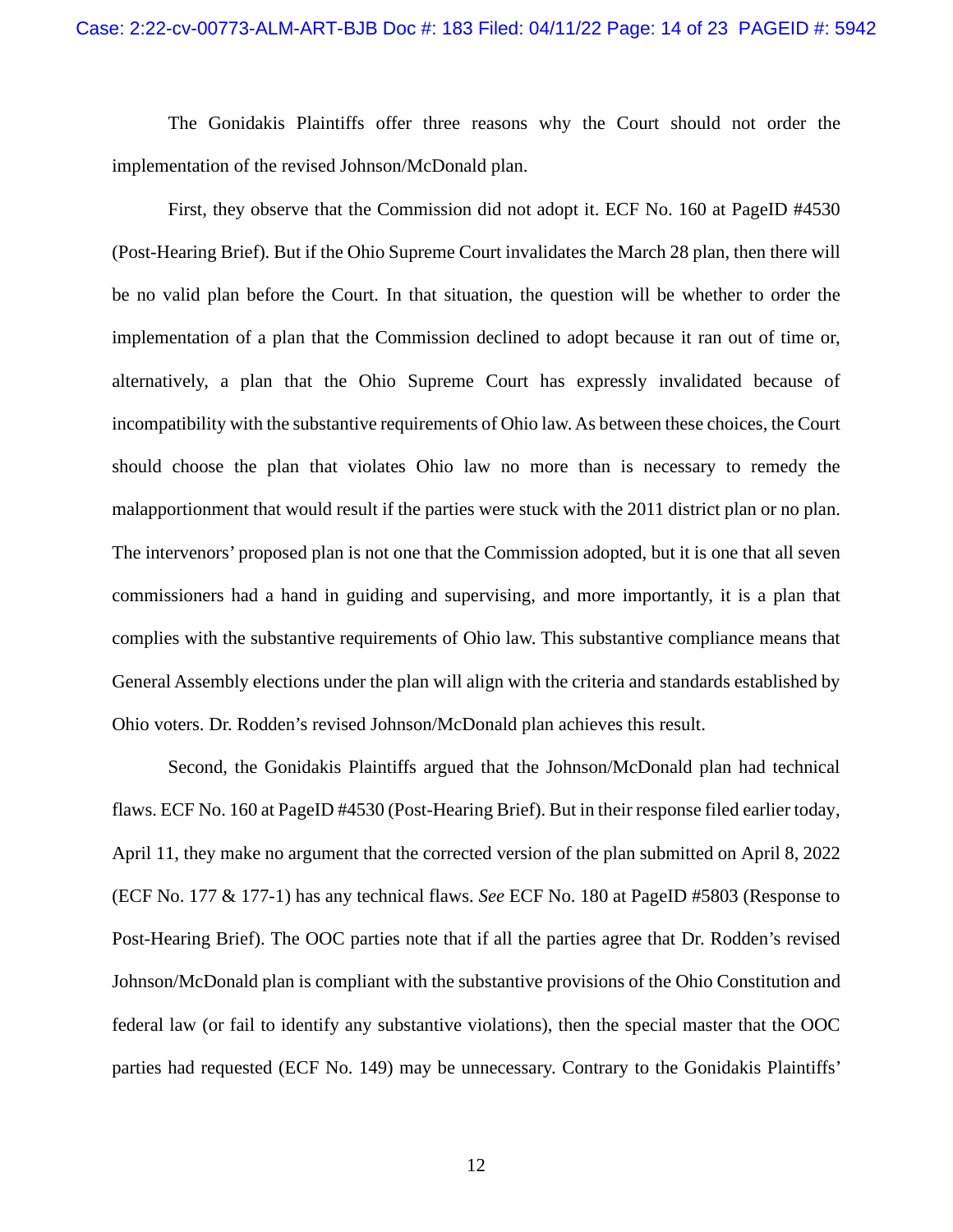The Gonidakis Plaintiffs offer three reasons why the Court should not order the implementation of the revised Johnson/McDonald plan.

First, they observe that the Commission did not adopt it. ECF No. 160 at PageID #4530 (Post-Hearing Brief). But if the Ohio Supreme Court invalidates the March 28 plan, then there will be no valid plan before the Court. In that situation, the question will be whether to order the implementation of a plan that the Commission declined to adopt because it ran out of time or, alternatively, a plan that the Ohio Supreme Court has expressly invalidated because of incompatibility with the substantive requirements of Ohio law. As between these choices, the Court should choose the plan that violates Ohio law no more than is necessary to remedy the malapportionment that would result if the parties were stuck with the 2011 district plan or no plan. The intervenors' proposed plan is not one that the Commission adopted, but it is one that all seven commissioners had a hand in guiding and supervising, and more importantly, it is a plan that complies with the substantive requirements of Ohio law. This substantive compliance means that General Assembly elections under the plan will align with the criteria and standards established by Ohio voters. Dr. Rodden's revised Johnson/McDonald plan achieves this result.

Second, the Gonidakis Plaintiffs argued that the Johnson/McDonald plan had technical flaws. ECF No. 160 at PageID #4530 (Post-Hearing Brief). But in their response filed earlier today, April 11, they make no argument that the corrected version of the plan submitted on April 8, 2022 (ECF No. 177 & 177-1) has any technical flaws. *See* ECF No. 180 at PageID #5803 (Response to Post-Hearing Brief). The OOC parties note that if all the parties agree that Dr. Rodden's revised Johnson/McDonald plan is compliant with the substantive provisions of the Ohio Constitution and federal law (or fail to identify any substantive violations), then the special master that the OOC parties had requested (ECF No. 149) may be unnecessary. Contrary to the Gonidakis Plaintiffs'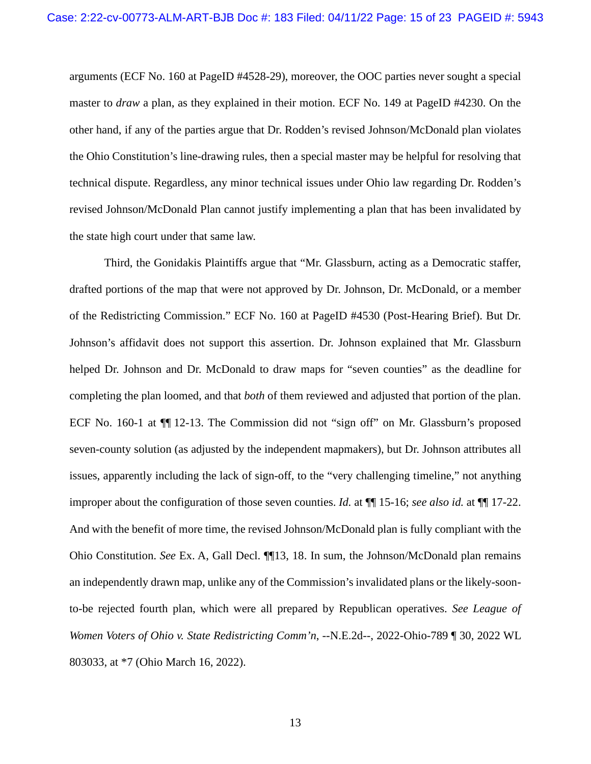arguments (ECF No. 160 at PageID #4528-29), moreover, the OOC parties never sought a special master to *draw* a plan, as they explained in their motion. ECF No. 149 at PageID #4230. On the other hand, if any of the parties argue that Dr. Rodden's revised Johnson/McDonald plan violates the Ohio Constitution's line-drawing rules, then a special master may be helpful for resolving that technical dispute. Regardless, any minor technical issues under Ohio law regarding Dr. Rodden's revised Johnson/McDonald Plan cannot justify implementing a plan that has been invalidated by the state high court under that same law.

Third, the Gonidakis Plaintiffs argue that "Mr. Glassburn, acting as a Democratic staffer, drafted portions of the map that were not approved by Dr. Johnson, Dr. McDonald, or a member of the Redistricting Commission." ECF No. 160 at PageID #4530 (Post-Hearing Brief). But Dr. Johnson's affidavit does not support this assertion. Dr. Johnson explained that Mr. Glassburn helped Dr. Johnson and Dr. McDonald to draw maps for "seven counties" as the deadline for completing the plan loomed, and that *both* of them reviewed and adjusted that portion of the plan. ECF No. 160-1 at ¶¶ 12-13. The Commission did not "sign off" on Mr. Glassburn's proposed seven-county solution (as adjusted by the independent mapmakers), but Dr. Johnson attributes all issues, apparently including the lack of sign-off, to the "very challenging timeline," not anything improper about the configuration of those seven counties. *Id.* at ¶¶ 15-16; *see also id.* at ¶¶ 17-22. And with the benefit of more time, the revised Johnson/McDonald plan is fully compliant with the Ohio Constitution. *See* Ex. A, Gall Decl. ¶¶13, 18. In sum, the Johnson/McDonald plan remains an independently drawn map, unlike any of the Commission's invalidated plans or the likely-soon-to-be rejected fourth plan, which were all prepared by Republican operatives. *See League of Women Voters of Ohio v. State Redistricting Comm'n*, --N.E.2d--, 2022-Ohio-789 ¶ 30, 2022 WL 803033, at *7 (Ohio March 16, 2022).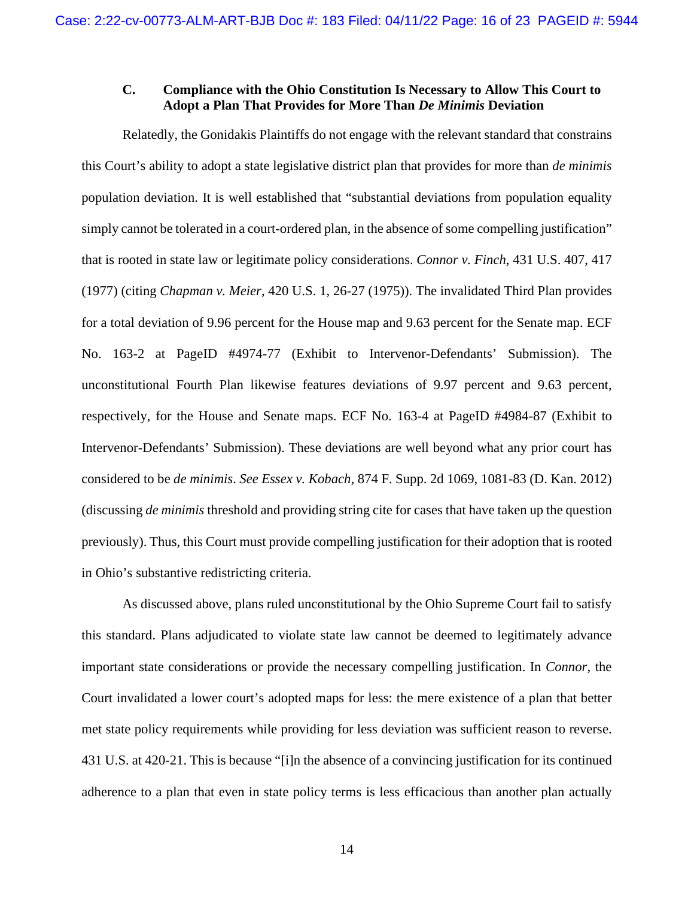### C. Compliance with the Ohio Constitution Is Necessary to Allow This Court to Adopt a Plan That Provides for More Than *De Minimis* Deviation

Relatedly, the Gonidakis Plaintiffs do not engage with the relevant standard that constrains this Court's ability to adopt a state legislative district plan that provides for more than *de minimis* population deviation. It is well established that "substantial deviations from population equality simply cannot be tolerated in a court-ordered plan, in the absence of some compelling justification" that is rooted in state law or legitimate policy considerations. *Connor v. Finch*, 431 U.S. 407, 417 (1977) (citing *Chapman v. Meier*, 420 U.S. 1, 26-27 (1975)). The invalidated Third Plan provides for a total deviation of 9.96 percent for the House map and 9.63 percent for the Senate map. ECF No. 163-2 at PageID #4974-77 (Exhibit to Intervenor-Defendants' Submission). The unconstitutional Fourth Plan likewise features deviations of 9.97 percent and 9.63 percent, respectively, for the House and Senate maps. ECF No. 163-4 at PageID #4984-87 (Exhibit to Intervenor-Defendants' Submission). These deviations are well beyond what any prior court has considered to be *de minimis*. *See Essex v. Kobach*, 874 F. Supp. 2d 1069, 1081-83 (D. Kan. 2012) (discussing *de minimis* threshold and providing string cite for cases that have taken up the question previously). Thus, this Court must provide compelling justification for their adoption that is rooted in Ohio's substantive redistricting criteria.

As discussed above, plans ruled unconstitutional by the Ohio Supreme Court fail to satisfy this standard. Plans adjudicated to violate state law cannot be deemed to legitimately advance important state considerations or provide the necessary compelling justification. In *Connor*, the Court invalidated a lower court's adopted maps for less: the mere existence of a plan that better met state policy requirements while providing for less deviation was sufficient reason to reverse. 431 U.S. at 420-21. This is because "[i]n the absence of a convincing justification for its continued adherence to a plan that even in state policy terms is less efficacious than another plan actually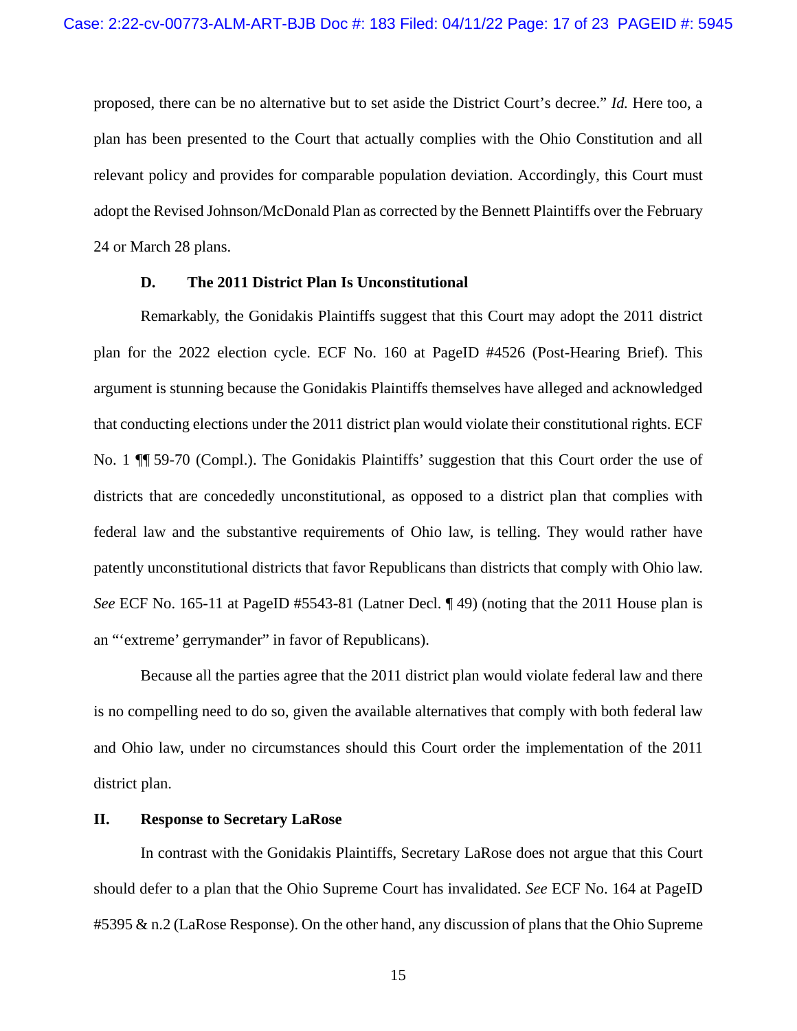proposed, there can be no alternative but to set aside the District Court's decree." *Id.* Here too, a plan has been presented to the Court that actually complies with the Ohio Constitution and all relevant policy and provides for comparable population deviation. Accordingly, this Court must adopt the Revised Johnson/McDonald Plan as corrected by the Bennett Plaintiffs over the February 24 or March 28 plans.

### D. The 2011 District Plan Is Unconstitutional

Remarkably, the Gonidakis Plaintiffs suggest that this Court may adopt the 2011 district plan for the 2022 election cycle. ECF No. 160 at PageID #4526 (Post-Hearing Brief). This argument is stunning because the Gonidakis Plaintiffs themselves have alleged and acknowledged that conducting elections under the 2011 district plan would violate their constitutional rights. ECF No. 1 ¶¶ 59-70 (Compl.). The Gonidakis Plaintiffs' suggestion that this Court order the use of districts that are concededly unconstitutional, as opposed to a district plan that complies with federal law and the substantive requirements of Ohio law, is telling. They would rather have patently unconstitutional districts that favor Republicans than districts that comply with Ohio law. *See* ECF No. 165-11 at PageID #5543-81 (Latner Decl. ¶ 49) (noting that the 2011 House plan is an "'extreme' gerrymander" in favor of Republicans).

Because all the parties agree that the 2011 district plan would violate federal law and there is no compelling need to do so, given the available alternatives that comply with both federal law and Ohio law, under no circumstances should this Court order the implementation of the 2011 district plan.

## II. Response to Secretary LaRose

In contrast with the Gonidakis Plaintiffs, Secretary LaRose does not argue that this Court should defer to a plan that the Ohio Supreme Court has invalidated. *See* ECF No. 164 at PageID #5395 & n.2 (LaRose Response). On the other hand, any discussion of plans that the Ohio Supreme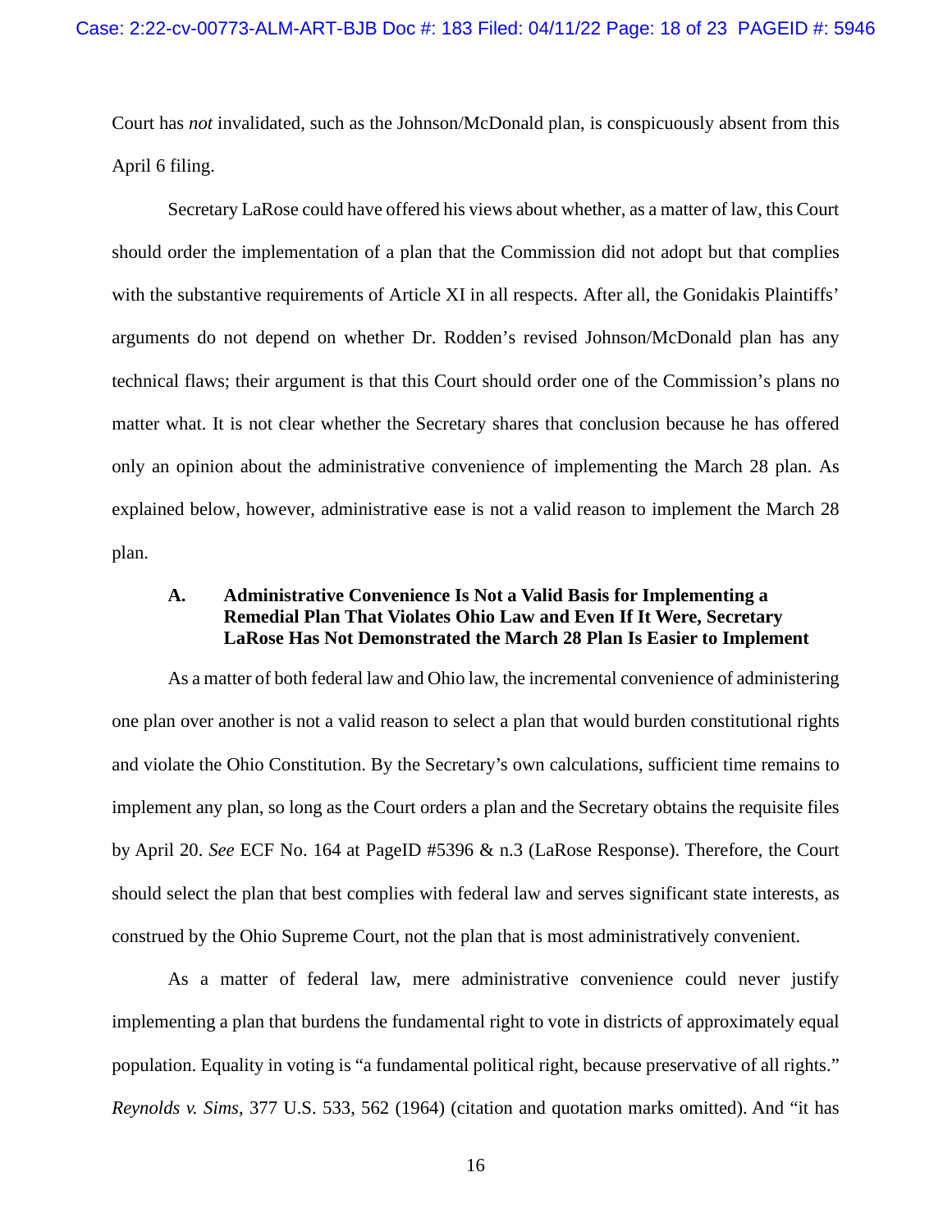Court has *not* invalidated, such as the Johnson/McDonald plan, is conspicuously absent from this April 6 filing.

Secretary LaRose could have offered his views about whether, as a matter of law, this Court should order the implementation of a plan that the Commission did not adopt but that complies with the substantive requirements of Article XI in all respects. After all, the Gonidakis Plaintiffs' arguments do not depend on whether Dr. Rodden's revised Johnson/McDonald plan has any technical flaws; their argument is that this Court should order one of the Commission's plans no matter what. It is not clear whether the Secretary shares that conclusion because he has offered only an opinion about the administrative convenience of implementing the March 28 plan. As explained below, however, administrative ease is not a valid reason to implement the March 28 plan.

### A. Administrative Convenience Is Not a Valid Basis for Implementing a Remedial Plan That Violates Ohio Law and Even If It Were, Secretary LaRose Has Not Demonstrated the March 28 Plan Is Easier to Implement

As a matter of both federal law and Ohio law, the incremental convenience of administering one plan over another is not a valid reason to select a plan that would burden constitutional rights and violate the Ohio Constitution. By the Secretary's own calculations, sufficient time remains to implement any plan, so long as the Court orders a plan and the Secretary obtains the requisite files by April 20. *See* ECF No. 164 at PageID #5396 & n.3 (LaRose Response). Therefore, the Court should select the plan that best complies with federal law and serves significant state interests, as construed by the Ohio Supreme Court, not the plan that is most administratively convenient.

As a matter of federal law, mere administrative convenience could never justify implementing a plan that burdens the fundamental right to vote in districts of approximately equal population. Equality in voting is "a fundamental political right, because preservative of all rights." *Reynolds v. Sims*, 377 U.S. 533, 562 (1964) (citation and quotation marks omitted). And "it has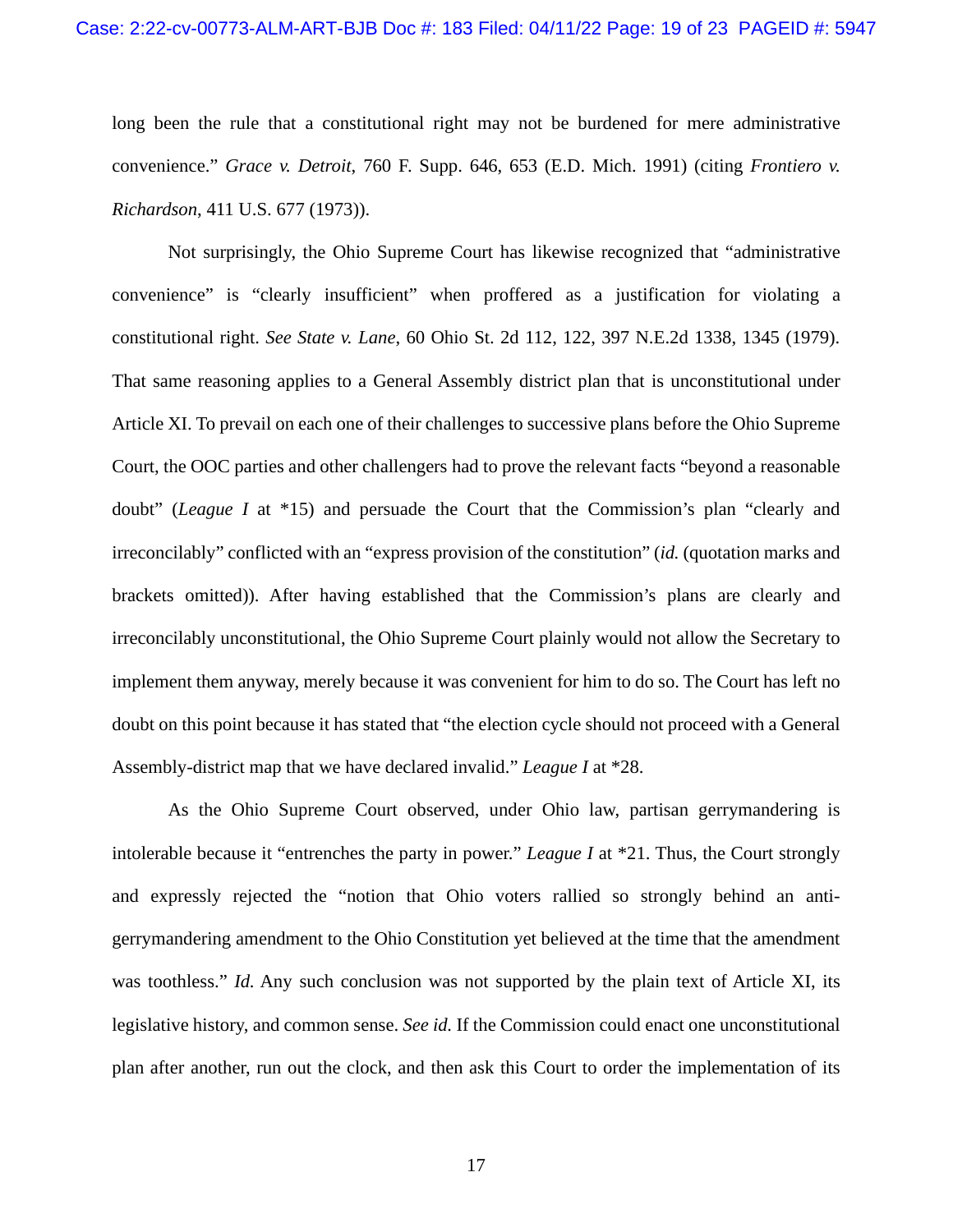long been the rule that a constitutional right may not be burdened for mere administrative convenience." *Grace v. Detroit*, 760 F. Supp. 646, 653 (E.D. Mich. 1991) (citing *Frontiero v. Richardson*, 411 U.S. 677 (1973)).

Not surprisingly, the Ohio Supreme Court has likewise recognized that "administrative convenience" is "clearly insufficient" when proffered as a justification for violating a constitutional right. *See State v. Lane*, 60 Ohio St. 2d 112, 122, 397 N.E.2d 1338, 1345 (1979). That same reasoning applies to a General Assembly district plan that is unconstitutional under Article XI. To prevail on each one of their challenges to successive plans before the Ohio Supreme Court, the OOC parties and other challengers had to prove the relevant facts "beyond a reasonable doubt" (*League I* at *15) and persuade the Court that the Commission's plan "clearly and irreconcilably" conflicted with an "express provision of the constitution" (*id.* (quotation marks and brackets omitted)). After having established that the Commission's plans are clearly and irreconcilably unconstitutional, the Ohio Supreme Court plainly would not allow the Secretary to implement them anyway, merely because it was convenient for him to do so. The Court has left no doubt on this point because it has stated that "the election cycle should not proceed with a General Assembly-district map that we have declared invalid." *League I* at *28.

As the Ohio Supreme Court observed, under Ohio law, partisan gerrymandering is intolerable because it "entrenches the party in power." *League I* at *21. Thus, the Court strongly and expressly rejected the "notion that Ohio voters rallied so strongly behind an anti-gerrymandering amendment to the Ohio Constitution yet believed at the time that the amendment was toothless." *Id.* Any such conclusion was not supported by the plain text of Article XI, its legislative history, and common sense. *See id.* If the Commission could enact one unconstitutional plan after another, run out the clock, and then ask this Court to order the implementation of its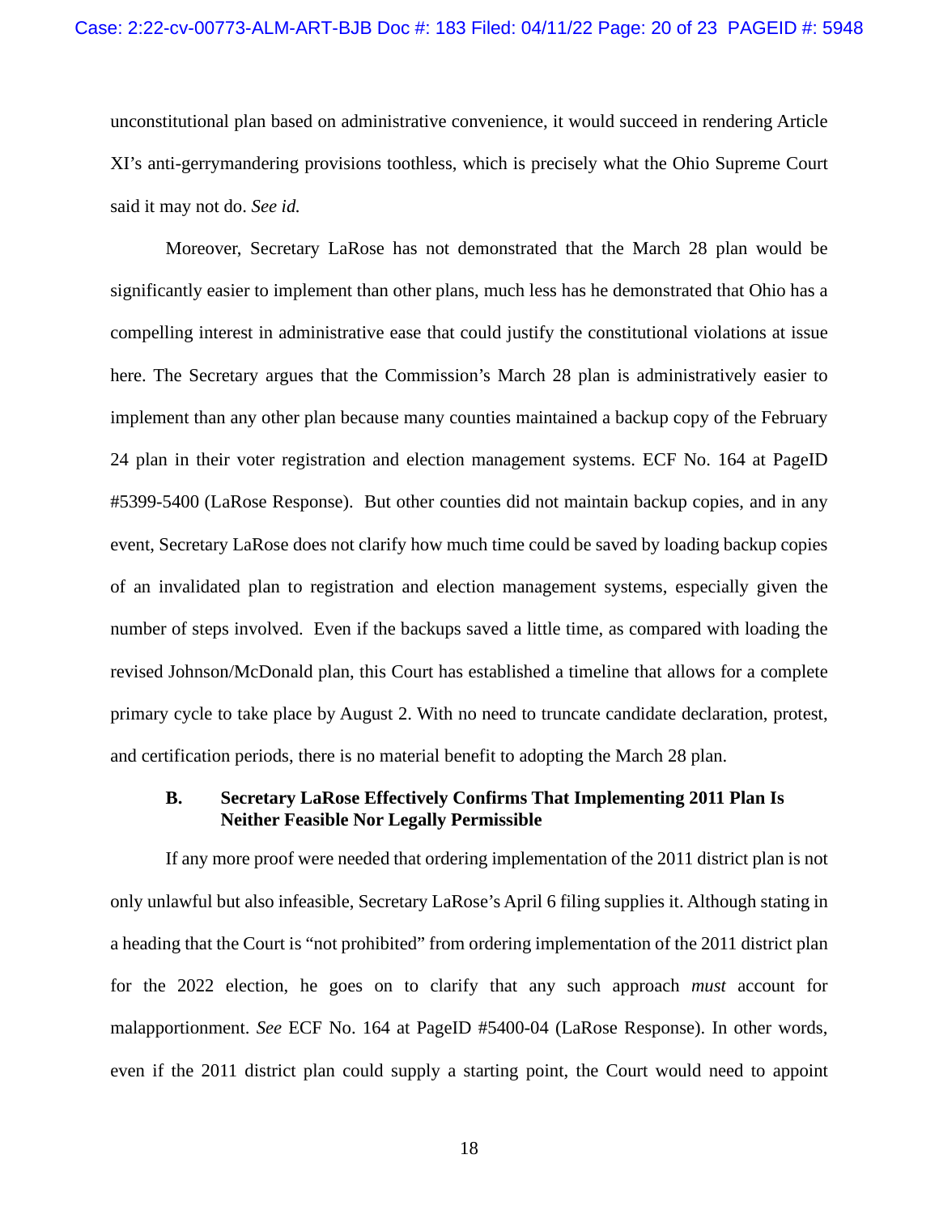unconstitutional plan based on administrative convenience, it would succeed in rendering Article XI's anti-gerrymandering provisions toothless, which is precisely what the Ohio Supreme Court said it may not do. *See id.*

Moreover, Secretary LaRose has not demonstrated that the March 28 plan would be significantly easier to implement than other plans, much less has he demonstrated that Ohio has a compelling interest in administrative ease that could justify the constitutional violations at issue here. The Secretary argues that the Commission's March 28 plan is administratively easier to implement than any other plan because many counties maintained a backup copy of the February 24 plan in their voter registration and election management systems. ECF No. 164 at PageID #5399-5400 (LaRose Response). But other counties did not maintain backup copies, and in any event, Secretary LaRose does not clarify how much time could be saved by loading backup copies of an invalidated plan to registration and election management systems, especially given the number of steps involved. Even if the backups saved a little time, as compared with loading the revised Johnson/McDonald plan, this Court has established a timeline that allows for a complete primary cycle to take place by August 2. With no need to truncate candidate declaration, protest, and certification periods, there is no material benefit to adopting the March 28 plan.

### B. Secretary LaRose Effectively Confirms That Implementing 2011 Plan Is Neither Feasible Nor Legally Permissible

If any more proof were needed that ordering implementation of the 2011 district plan is not only unlawful but also infeasible, Secretary LaRose's April 6 filing supplies it. Although stating in a heading that the Court is "not prohibited" from ordering implementation of the 2011 district plan for the 2022 election, he goes on to clarify that any such approach *must* account for malapportionment. *See* ECF No. 164 at PageID #5400-04 (LaRose Response). In other words, even if the 2011 district plan could supply a starting point, the Court would need to appoint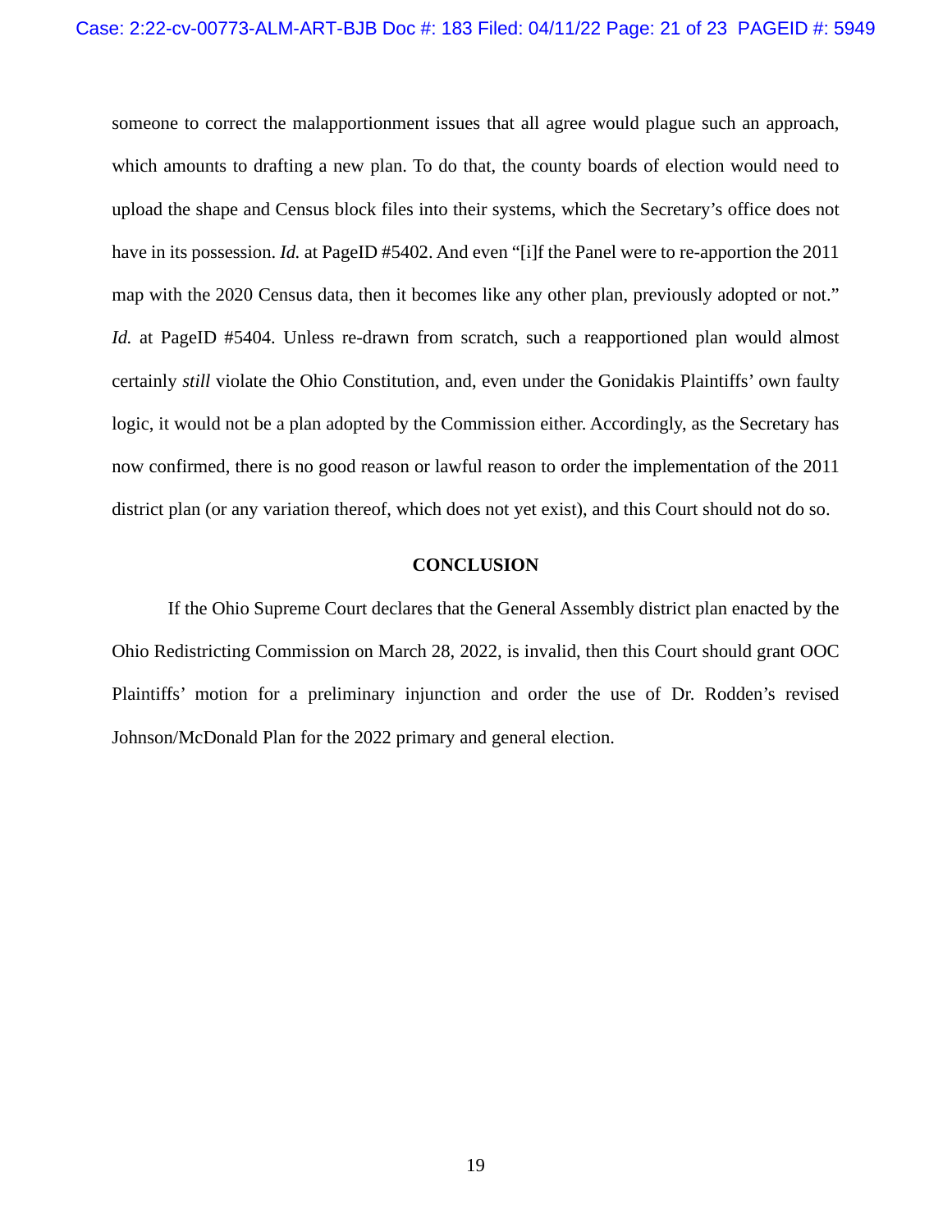someone to correct the malapportionment issues that all agree would plague such an approach, which amounts to drafting a new plan. To do that, the county boards of election would need to upload the shape and Census block files into their systems, which the Secretary's office does not have in its possession. *Id.* at PageID #5402. And even "[i]f the Panel were to re-apportion the 2011 map with the 2020 Census data, then it becomes like any other plan, previously adopted or not." *Id.* at PageID #5404. Unless re-drawn from scratch, such a reapportioned plan would almost certainly *still* violate the Ohio Constitution, and, even under the Gonidakis Plaintiffs' own faulty logic, it would not be a plan adopted by the Commission either. Accordingly, as the Secretary has now confirmed, there is no good reason or lawful reason to order the implementation of the 2011 district plan (or any variation thereof, which does not yet exist), and this Court should not do so.

## CONCLUSION

If the Ohio Supreme Court declares that the General Assembly district plan enacted by the Ohio Redistricting Commission on March 28, 2022, is invalid, then this Court should grant OOC Plaintiffs' motion for a preliminary injunction and order the use of Dr. Rodden's revised Johnson/McDonald Plan for the 2022 primary and general election.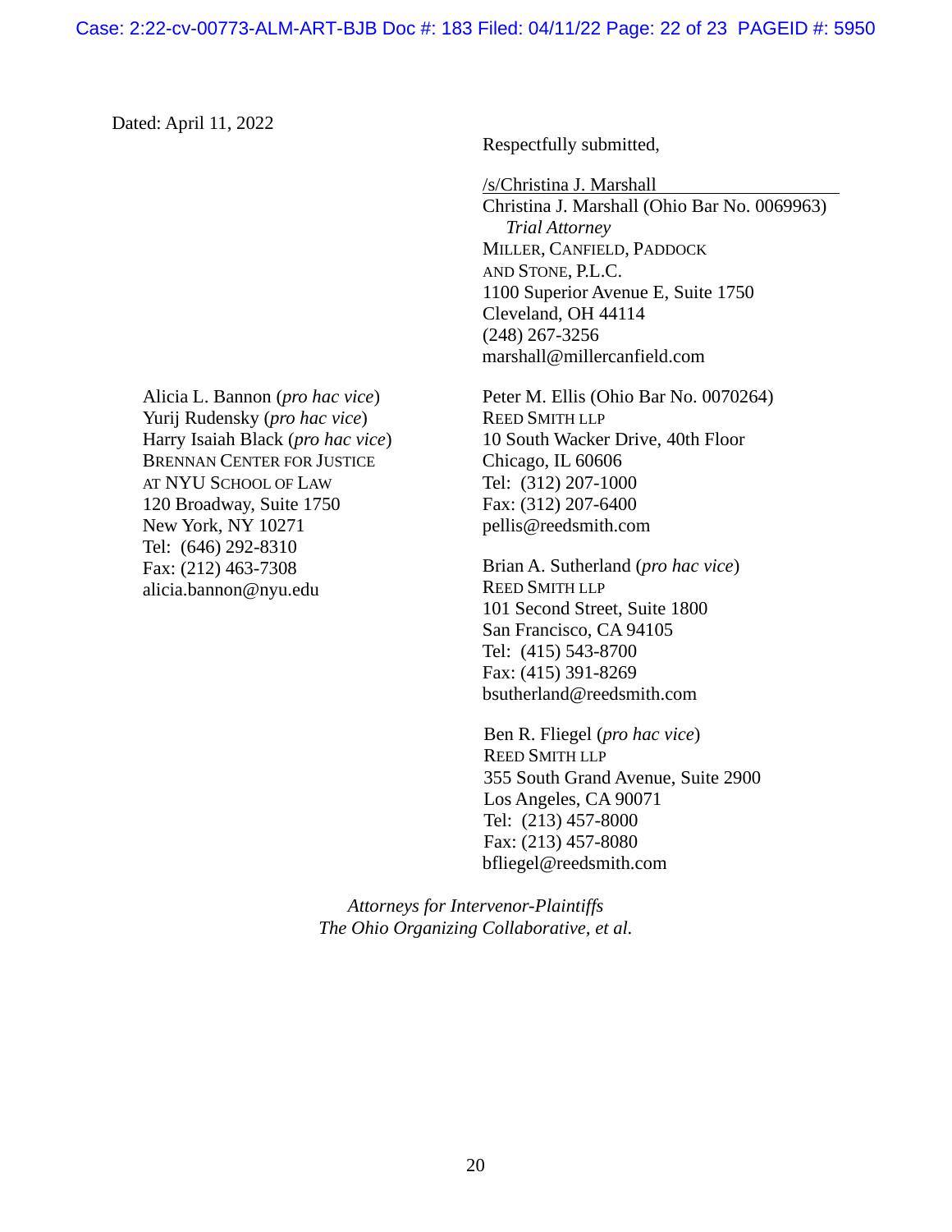Dated: April 11, 2022

Respectfully submitted,

/s/Christina J. Marshall
Christina J. Marshall (Ohio Bar No. 0069963)
*Trial Attorney*
MILLER, CANFIELD, PADDOCK
AND STONE, P.L.C.
1100 Superior Avenue E, Suite 1750
Cleveland, OH 44114
(248) 267-3256
marshall@millercanfield.com

Alicia L. Bannon (*pro hac vice*)
Yurij Rudensky (*pro hac vice*)
Harry Isaiah Black (*pro hac vice*)
BRENNAN CENTER FOR JUSTICE
AT NYU SCHOOL OF LAW
120 Broadway, Suite 1750
New York, NY 10271
Tel: (646) 292-8310
Fax: (212) 463-7308
alicia.bannon@nyu.edu

Peter M. Ellis (Ohio Bar No. 0070264)
REED SMITH LLP
10 South Wacker Drive, 40th Floor
Chicago, IL 60606
Tel: (312) 207-1000
Fax: (312) 207-6400
pellis@reedsmith.com

Brian A. Sutherland (*pro hac vice*)
REED SMITH LLP
101 Second Street, Suite 1800
San Francisco, CA 94105
Tel: (415) 543-8700
Fax: (415) 391-8269
bsutherland@reedsmith.com

Ben R. Fliegel (*pro hac vice*)
REED SMITH LLP
355 South Grand Avenue, Suite 2900
Los Angeles, CA 90071
Tel: (213) 457-8000
Fax: (213) 457-8080
bfliegel@reedsmith.com

*Attorneys for Intervenor-Plaintiffs*
*The Ohio Organizing Collaborative, et al.*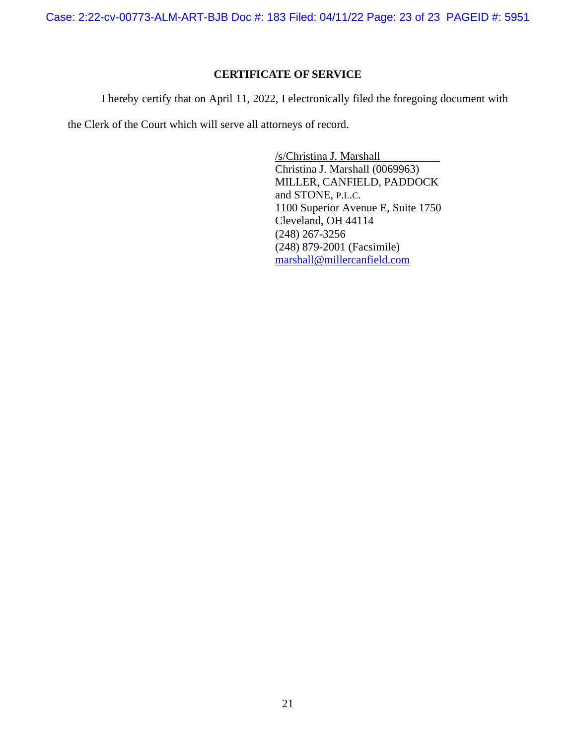## CERTIFICATE OF SERVICE

I hereby certify that on April 11, 2022, I electronically filed the foregoing document with the Clerk of the Court which will serve all attorneys of record.

/s/Christina J. Marshall
Christina J. Marshall (0069963)
MILLER, CANFIELD, PADDOCK and STONE, P.L.C.
1100 Superior Avenue E, Suite 1750
Cleveland, OH 44114
(248) 267-3256
(248) 879-2001 (Facsimile)
marshall@millercanfield.com